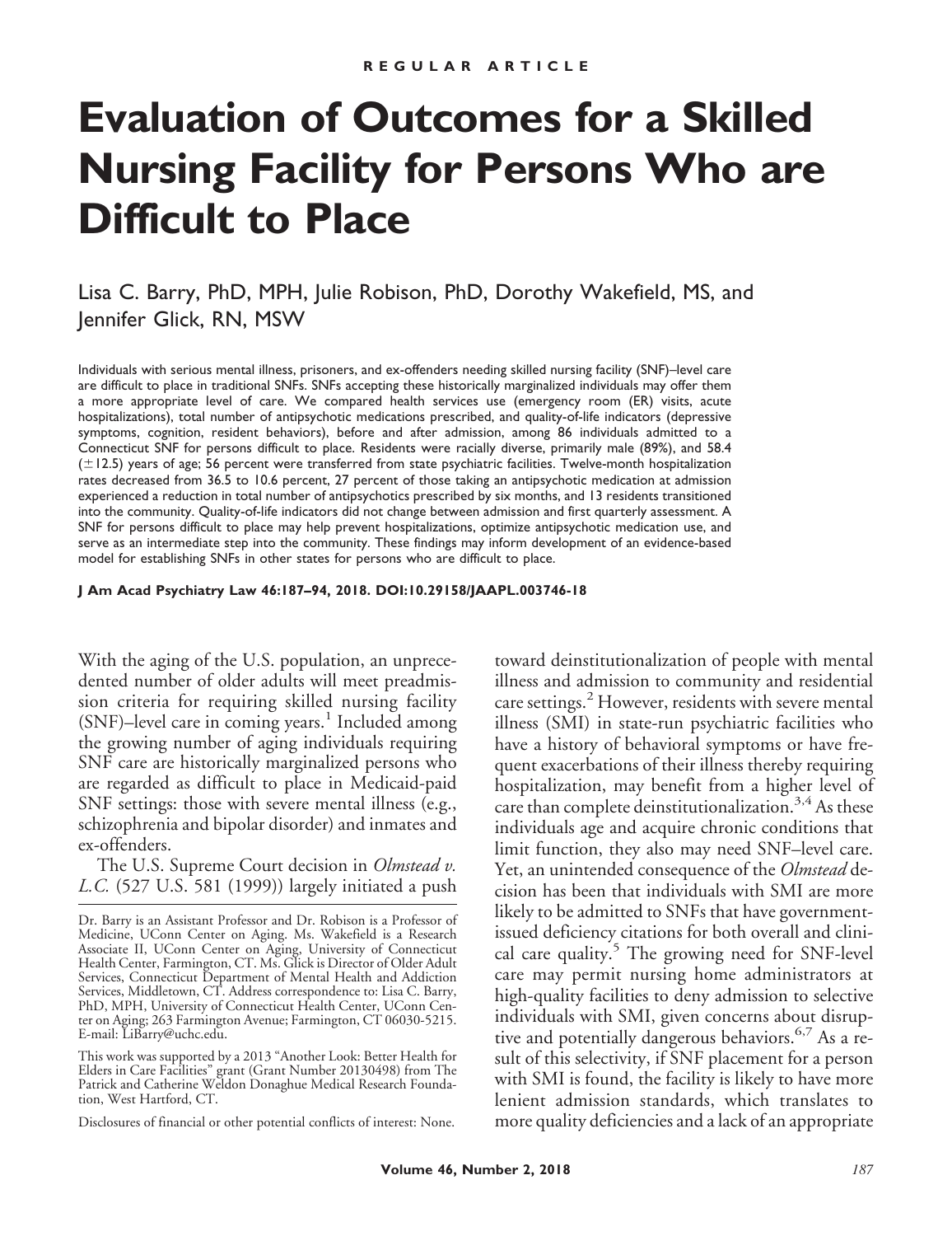REGULAR ARTICLE

# Evaluation of Outcomes for a Skilled Nursing Facility for Persons Who are Difficult to Place

Lisa C. Barry, PhD, MPH, Julie Robison, PhD, Dorothy Wakefield, MS, and Jennifer Glick, RN, MSW

Individuals with serious mental illness, prisoners, and ex-offenders needing skilled nursing facility (SNF)–level care are difficult to place in traditional SNFs. SNFs accepting these historically marginalized individuals may offer them a more appropriate level of care. We compared health services use (emergency room (ER) visits, acute hospitalizations), total number of antipsychotic medications prescribed, and quality-of-life indicators (depressive symptoms, cognition, resident behaviors), before and after admission, among 86 individuals admitted to a Connecticut SNF for persons difficult to place. Residents were racially diverse, primarily male (89%), and 58.4 (±12.5) years of age; 56 percent were transferred from state psychiatric facilities. Twelve-month hospitalization rates decreased from 36.5 to 10.6 percent, 27 percent of those taking an antipsychotic medication at admission experienced a reduction in total number of antipsychotics prescribed by six months, and 13 residents transitioned into the community. Quality-of-life indicators did not change between admission and first quarterly assessment. A SNF for persons difficult to place may help prevent hospitalizations, optimize antipsychotic medication use, and serve as an intermediate step into the community. These findings may inform development of an evidence-based model for establishing SNFs in other states for persons who are difficult to place.

**J Am Acad Psychiatry Law 46:187–94, 2018. DOI:10.29158/JAAPL.003746-18**

With the aging of the U.S. population, an unprecedented number of older adults will meet preadmission criteria for requiring skilled nursing facility (SNF)–level care in coming years.[1] Included among the growing number of aging individuals requiring SNF care are historically marginalized persons who are regarded as difficult to place in Medicaid-paid SNF settings: those with severe mental illness (e.g., schizophrenia and bipolar disorder) and inmates and ex-offenders.

The U.S. Supreme Court decision in *Olmstead v. L.C.* (527 U.S. 581 (1999)) largely initiated a push toward deinstitutionalization of people with mental illness and admission to community and residential care settings.[2] However, residents with severe mental illness (SMI) in state-run psychiatric facilities who have a history of behavioral symptoms or have frequent exacerbations of their illness thereby requiring hospitalization, may benefit from a higher level of care than complete deinstitutionalization.[3,4] As these individuals age and acquire chronic conditions that limit function, they also may need SNF–level care. Yet, an unintended consequence of the *Olmstead* decision has been that individuals with SMI are more likely to be admitted to SNFs that have government-issued deficiency citations for both overall and clinical care quality.[5] The growing need for SNF-level care may permit nursing home administrators at high-quality facilities to deny admission to selective individuals with SMI, given concerns about disruptive and potentially dangerous behaviors.[6,7] As a result of this selectivity, if SNF placement for a person with SMI is found, the facility is likely to have more lenient admission standards, which translates to more quality deficiencies and a lack of an appropriate

Dr. Barry is an Assistant Professor and Dr. Robison is a Professor of Medicine, UConn Center on Aging. Ms. Wakefield is a Research Associate II, UConn Center on Aging, University of Connecticut Health Center, Farmington, CT. Ms. Glick is Director of Older Adult Services, Connecticut Department of Mental Health and Addiction Services, Middletown, CT. Address correspondence to: Lisa C. Barry, PhD, MPH, University of Connecticut Health Center, UConn Center on Aging; 263 Farmington Avenue; Farmington, CT 06030-5215. E-mail: LiBarry@uchc.edu.

This work was supported by a 2013 "Another Look: Better Health for Elders in Care Facilities" grant (Grant Number 20130498) from The Patrick and Catherine Weldon Donaghue Medical Research Foundation, West Hartford, CT.

Disclosures of financial or other potential conflicts of interest: None.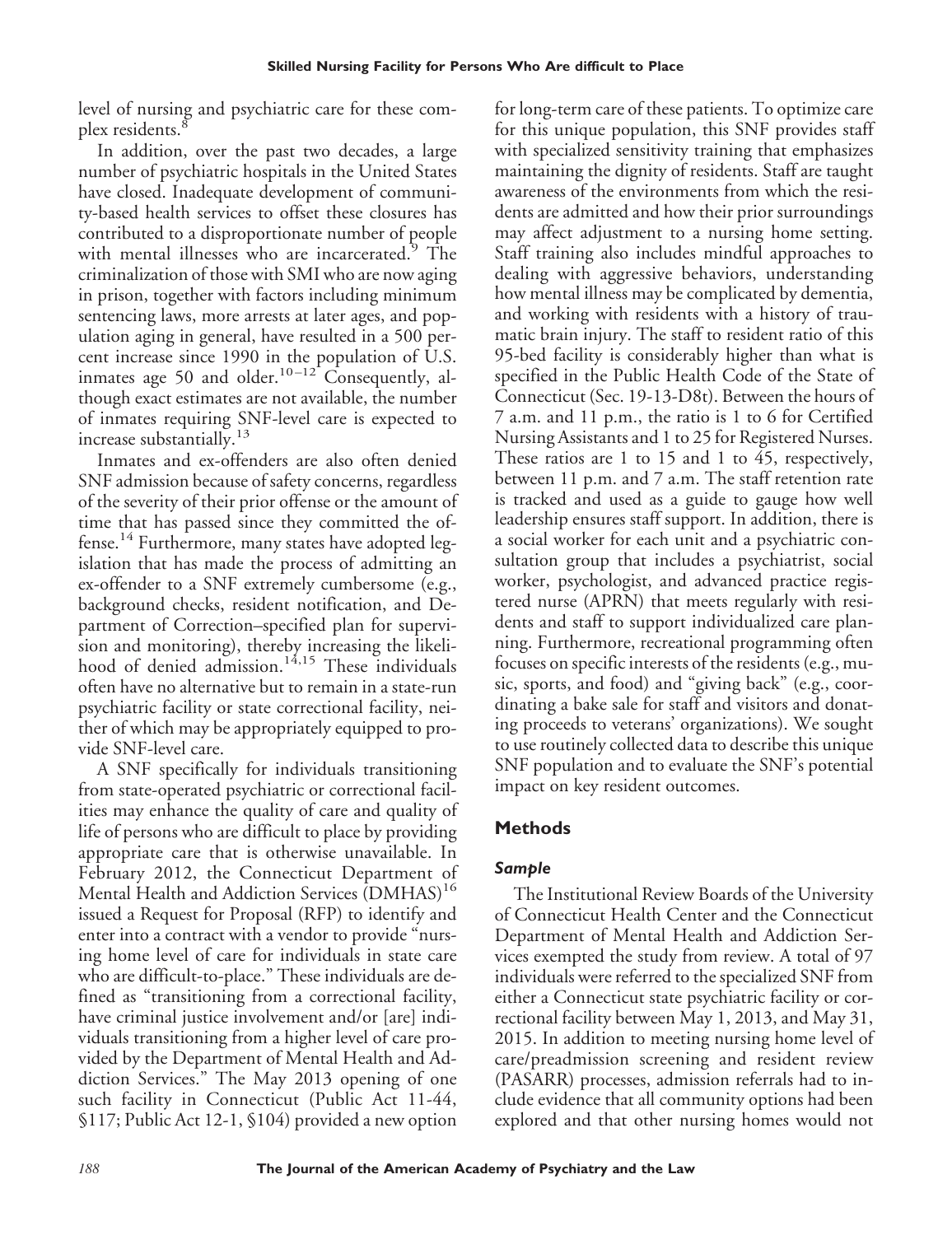level of nursing and psychiatric care for these complex residents.[8]

In addition, over the past two decades, a large number of psychiatric hospitals in the United States have closed. Inadequate development of community-based health services to offset these closures has contributed to a disproportionate number of people with mental illnesses who are incarcerated.[9] The criminalization of those with SMI who are now aging in prison, together with factors including minimum sentencing laws, more arrests at later ages, and population aging in general, have resulted in a 500 percent increase since 1990 in the population of U.S. inmates age 50 and older.[10–12] Consequently, although exact estimates are not available, the number of inmates requiring SNF-level care is expected to increase substantially.[13]

Inmates and ex-offenders are also often denied SNF admission because of safety concerns, regardless of the severity of their prior offense or the amount of time that has passed since they committed the offense.[14] Furthermore, many states have adopted legislation that has made the process of admitting an ex-offender to a SNF extremely cumbersome (e.g., background checks, resident notification, and Department of Correction–specified plan for supervision and monitoring), thereby increasing the likelihood of denied admission.[14,15] These individuals often have no alternative but to remain in a state-run psychiatric facility or state correctional facility, neither of which may be appropriately equipped to provide SNF-level care.

A SNF specifically for individuals transitioning from state-operated psychiatric or correctional facilities may enhance the quality of care and quality of life of persons who are difficult to place by providing appropriate care that is otherwise unavailable. In February 2012, the Connecticut Department of Mental Health and Addiction Services (DMHAS)[16] issued a Request for Proposal (RFP) to identify and enter into a contract with a vendor to provide "nursing home level of care for individuals in state care who are difficult-to-place." These individuals are defined as "transitioning from a correctional facility, have criminal justice involvement and/or [are] individuals transitioning from a higher level of care provided by the Department of Mental Health and Addiction Services." The May 2013 opening of one such facility in Connecticut (Public Act 11-44, §117; Public Act 12-1, §104) provided a new option for long-term care of these patients. To optimize care for this unique population, this SNF provides staff with specialized sensitivity training that emphasizes maintaining the dignity of residents. Staff are taught awareness of the environments from which the residents are admitted and how their prior surroundings may affect adjustment to a nursing home setting. Staff training also includes mindful approaches to dealing with aggressive behaviors, understanding how mental illness may be complicated by dementia, and working with residents with a history of traumatic brain injury. The staff to resident ratio of this 95-bed facility is considerably higher than what is specified in the Public Health Code of the State of Connecticut (Sec. 19-13-D8t). Between the hours of 7 a.m. and 11 p.m., the ratio is 1 to 6 for Certified Nursing Assistants and 1 to 25 for Registered Nurses. These ratios are 1 to 15 and 1 to 45, respectively, between 11 p.m. and 7 a.m. The staff retention rate is tracked and used as a guide to gauge how well leadership ensures staff support. In addition, there is a social worker for each unit and a psychiatric consultation group that includes a psychiatrist, social worker, psychologist, and advanced practice registered nurse (APRN) that meets regularly with residents and staff to support individualized care planning. Furthermore, recreational programming often focuses on specific interests of the residents (e.g., music, sports, and food) and "giving back" (e.g., coordinating a bake sale for staff and visitors and donating proceeds to veterans' organizations). We sought to use routinely collected data to describe this unique SNF population and to evaluate the SNF's potential impact on key resident outcomes.

## Methods

### *Sample*

The Institutional Review Boards of the University of Connecticut Health Center and the Connecticut Department of Mental Health and Addiction Services exempted the study from review. A total of 97 individuals were referred to the specialized SNF from either a Connecticut state psychiatric facility or correctional facility between May 1, 2013, and May 31, 2015. In addition to meeting nursing home level of care/preadmission screening and resident review (PASARR) processes, admission referrals had to include evidence that all community options had been explored and that other nursing homes would not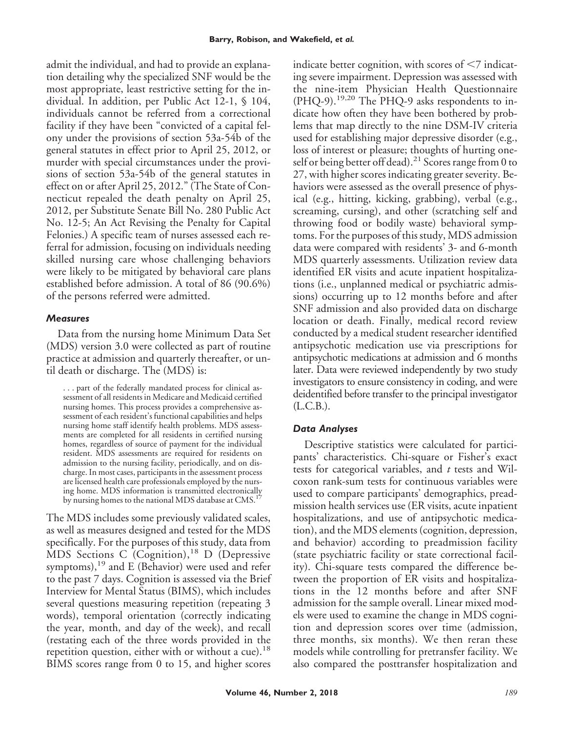admit the individual, and had to provide an explanation detailing why the specialized SNF would be the most appropriate, least restrictive setting for the individual. In addition, per Public Act 12-1, § 104, individuals cannot be referred from a correctional facility if they have been "convicted of a capital felony under the provisions of section 53a-54b of the general statutes in effect prior to April 25, 2012, or murder with special circumstances under the provisions of section 53a-54b of the general statutes in effect on or after April 25, 2012." (The State of Connecticut repealed the death penalty on April 25, 2012, per Substitute Senate Bill No. 280 Public Act No. 12-5; An Act Revising the Penalty for Capital Felonies.) A specific team of nurses assessed each referral for admission, focusing on individuals needing skilled nursing care whose challenging behaviors were likely to be mitigated by behavioral care plans established before admission. A total of 86 (90.6%) of the persons referred were admitted.

### *Measures*

Data from the nursing home Minimum Data Set (MDS) version 3.0 were collected as part of routine practice at admission and quarterly thereafter, or until death or discharge. The (MDS) is:

> . . . part of the federally mandated process for clinical assessment of all residents in Medicare and Medicaid certified nursing homes. This process provides a comprehensive assessment of each resident's functional capabilities and helps nursing home staff identify health problems. MDS assessments are completed for all residents in certified nursing homes, regardless of source of payment for the individual resident. MDS assessments are required for residents on admission to the nursing facility, periodically, and on discharge. In most cases, participants in the assessment process are licensed health care professionals employed by the nursing home. MDS information is transmitted electronically by nursing homes to the national MDS database at CMS.[17]

The MDS includes some previously validated scales, as well as measures designed and tested for the MDS specifically. For the purposes of this study, data from MDS Sections C (Cognition),[18] D (Depressive symptoms),[19] and E (Behavior) were used and refer to the past 7 days. Cognition is assessed via the Brief Interview for Mental Status (BIMS), which includes several questions measuring repetition (repeating 3 words), temporal orientation (correctly indicating the year, month, and day of the week), and recall (restating each of the three words provided in the repetition question, either with or without a cue).[18] BIMS scores range from 0 to 15, and higher scores indicate better cognition, with scores of <7 indicating severe impairment. Depression was assessed with the nine-item Physician Health Questionnaire (PHQ-9).[19,20] The PHQ-9 asks respondents to indicate how often they have been bothered by problems that map directly to the nine DSM-IV criteria used for establishing major depressive disorder (e.g., loss of interest or pleasure; thoughts of hurting oneself or being better off dead).[21] Scores range from 0 to 27, with higher scores indicating greater severity. Behaviors were assessed as the overall presence of physical (e.g., hitting, kicking, grabbing), verbal (e.g., screaming, cursing), and other (scratching self and throwing food or bodily waste) behavioral symptoms. For the purposes of this study, MDS admission data were compared with residents' 3- and 6-month MDS quarterly assessments. Utilization review data identified ER visits and acute inpatient hospitalizations (i.e., unplanned medical or psychiatric admissions) occurring up to 12 months before and after SNF admission and also provided data on discharge location or death. Finally, medical record review conducted by a medical student researcher identified antipsychotic medication use via prescriptions for antipsychotic medications at admission and 6 months later. Data were reviewed independently by two study investigators to ensure consistency in coding, and were deidentified before transfer to the principal investigator (L.C.B.).

### *Data Analyses*

Descriptive statistics were calculated for participants' characteristics. Chi-square or Fisher's exact tests for categorical variables, and *t* tests and Wilcoxon rank-sum tests for continuous variables were used to compare participants' demographics, preadmission health services use (ER visits, acute inpatient hospitalizations, and use of antipsychotic medication), and the MDS elements (cognition, depression, and behavior) according to preadmission facility (state psychiatric facility or state correctional facility). Chi-square tests compared the difference between the proportion of ER visits and hospitalizations in the 12 months before and after SNF admission for the sample overall. Linear mixed models were used to examine the change in MDS cognition and depression scores over time (admission, three months, six months). We then reran these models while controlling for pretransfer facility. We also compared the posttransfer hospitalization and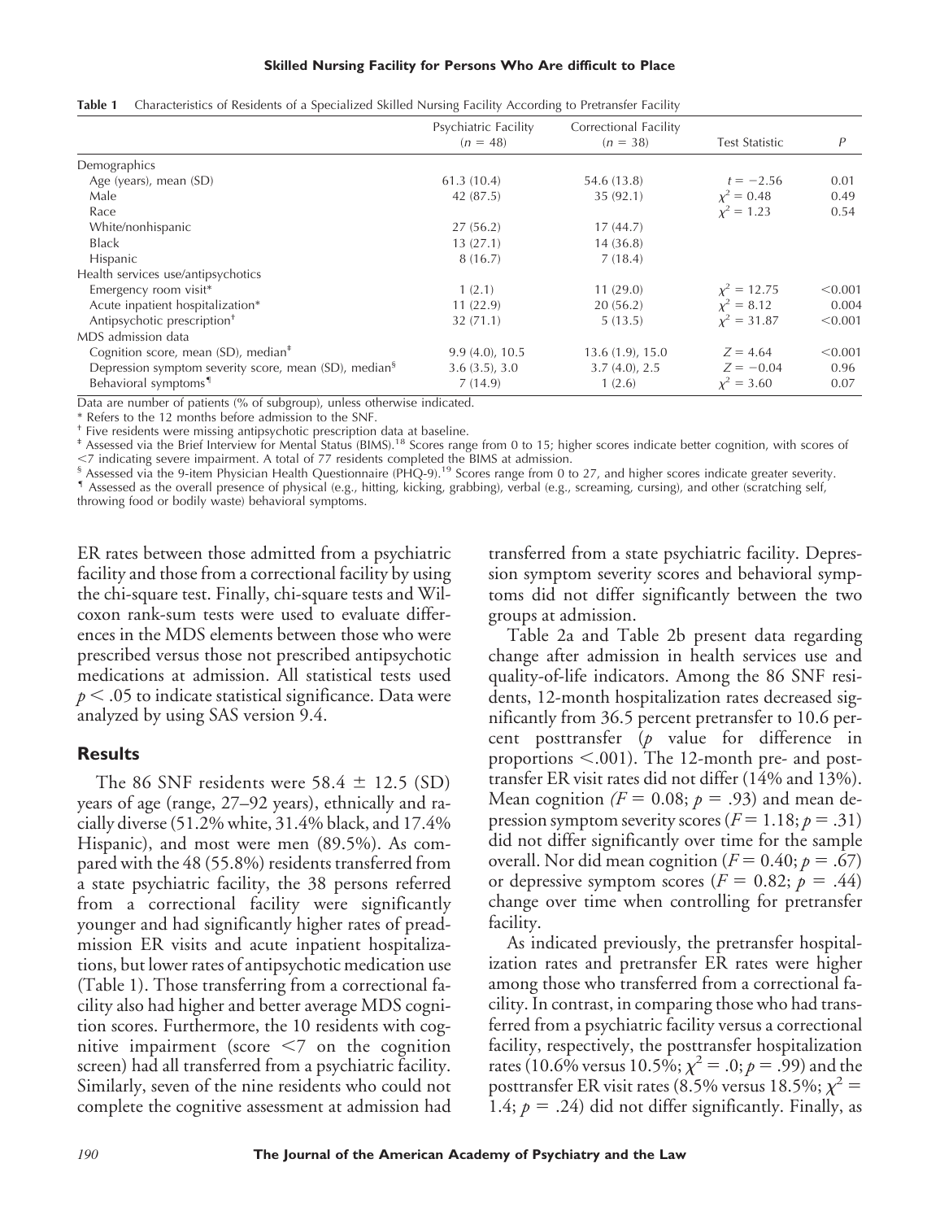**Table 1** Characteristics of Residents of a Specialized Skilled Nursing Facility According to Pretransfer Facility

| | Psychiatric Facility ($n$ = 48) | Correctional Facility ($n$ = 38) | Test Statistic | $P$ |
|---|---|---|---|---|
| Demographics | | | | |
| Age (years), mean (SD) | 61.3 (10.4) | 54.6 (13.8) | $t = -2.56$ | 0.01 |
| Male | 42 (87.5) | 35 (92.1) | $\chi^2 = 0.48$ | 0.49 |
| Race | | | $\chi^2 = 1.23$ | 0.54 |
| White/nonhispanic | 27 (56.2) | 17 (44.7) | | |
| Black | 13 (27.1) | 14 (36.8) | | |
| Hispanic | 8 (16.7) | 7 (18.4) | | |
| Health services use/antipsychotics | | | | |
| Emergency room visit* | 1 (2.1) | 11 (29.0) | $\chi^2 = 12.75$ | <0.001 |
| Acute inpatient hospitalization* | 11 (22.9) | 20 (56.2) | $\chi^2 = 8.12$ | 0.004 |
| Antipsychotic prescription† | 32 (71.1) | 5 (13.5) | $\chi^2 = 31.87$ | <0.001 |
| MDS admission data | | | | |
| Cognition score, mean (SD), median‡ | 9.9 (4.0), 10.5 | 13.6 (1.9), 15.0 | $Z = 4.64$ | <0.001 |
| Depression symptom severity score, mean (SD), median§ | 3.6 (3.5), 3.0 | 3.7 (4.0), 2.5 | $Z = -0.04$ | 0.96 |
| Behavioral symptoms¶ | 7 (14.9) | 1 (2.6) | $\chi^2 = 3.60$ | 0.07 |

Data are number of patients (% of subgroup), unless otherwise indicated.

\* Refers to the 12 months before admission to the SNF.

† Five residents were missing antipsychotic prescription data at baseline.

‡ Assessed via the Brief Interview for Mental Status (BIMS).[18] Scores range from 0 to 15; higher scores indicate better cognition, with scores of <7 indicating severe impairment. A total of 77 residents completed the BIMS at admission.

§ Assessed via the 9-item Physician Health Questionnaire (PHQ-9).[19] Scores range from 0 to 27, and higher scores indicate greater severity.

¶ Assessed as the overall presence of physical (e.g., hitting, kicking, grabbing), verbal (e.g., screaming, cursing), and other (scratching self, throwing food or bodily waste) behavioral symptoms.

ER rates between those admitted from a psychiatric facility and those from a correctional facility by using the chi-square test. Finally, chi-square tests and Wilcoxon rank-sum tests were used to evaluate differences in the MDS elements between those who were prescribed versus those not prescribed antipsychotic medications at admission. All statistical tests used $p < .05$ to indicate statistical significance. Data were analyzed by using SAS version 9.4.

## Results

The 86 SNF residents were $58.4 \pm 12.5$ (SD) years of age (range, 27–92 years), ethnically and racially diverse (51.2% white, 31.4% black, and 17.4% Hispanic), and most were men (89.5%). As compared with the 48 (55.8%) residents transferred from a state psychiatric facility, the 38 persons referred from a correctional facility were significantly younger and had significantly higher rates of preadmission ER visits and acute inpatient hospitalizations, but lower rates of antipsychotic medication use (Table 1). Those transferring from a correctional facility also had higher and better average MDS cognition scores. Furthermore, the 10 residents with cognitive impairment (score <7 on the cognition screen) had all transferred from a psychiatric facility. Similarly, seven of the nine residents who could not complete the cognitive assessment at admission had transferred from a state psychiatric facility. Depression symptom severity scores and behavioral symptoms did not differ significantly between the two groups at admission.

Table 2a and Table 2b present data regarding change after admission in health services use and quality-of-life indicators. Among the 86 SNF residents, 12-month hospitalization rates decreased significantly from 36.5 percent pretransfer to 10.6 percent posttransfer ($p$ value for difference in proportions <.001). The 12-month pre- and posttransfer ER visit rates did not differ (14% and 13%). Mean cognition ($F = 0.08$; $p = .93$) and mean depression symptom severity scores ($F = 1.18$; $p = .31$) did not differ significantly over time for the sample overall. Nor did mean cognition ($F = 0.40$; $p = .67$) or depressive symptom scores ($F = 0.82$; $p = .44$) change over time when controlling for pretransfer facility.

As indicated previously, the pretransfer hospitalization rates and pretransfer ER rates were higher among those who transferred from a correctional facility. In contrast, in comparing those who had transferred from a psychiatric facility versus a correctional facility, respectively, the posttransfer hospitalization rates (10.6% versus 10.5%; $\chi^2 = .0$; $p = .99$) and the posttransfer ER visit rates (8.5% versus 18.5%; $\chi^2 = 1.4$; $p = .24$) did not differ significantly. Finally, as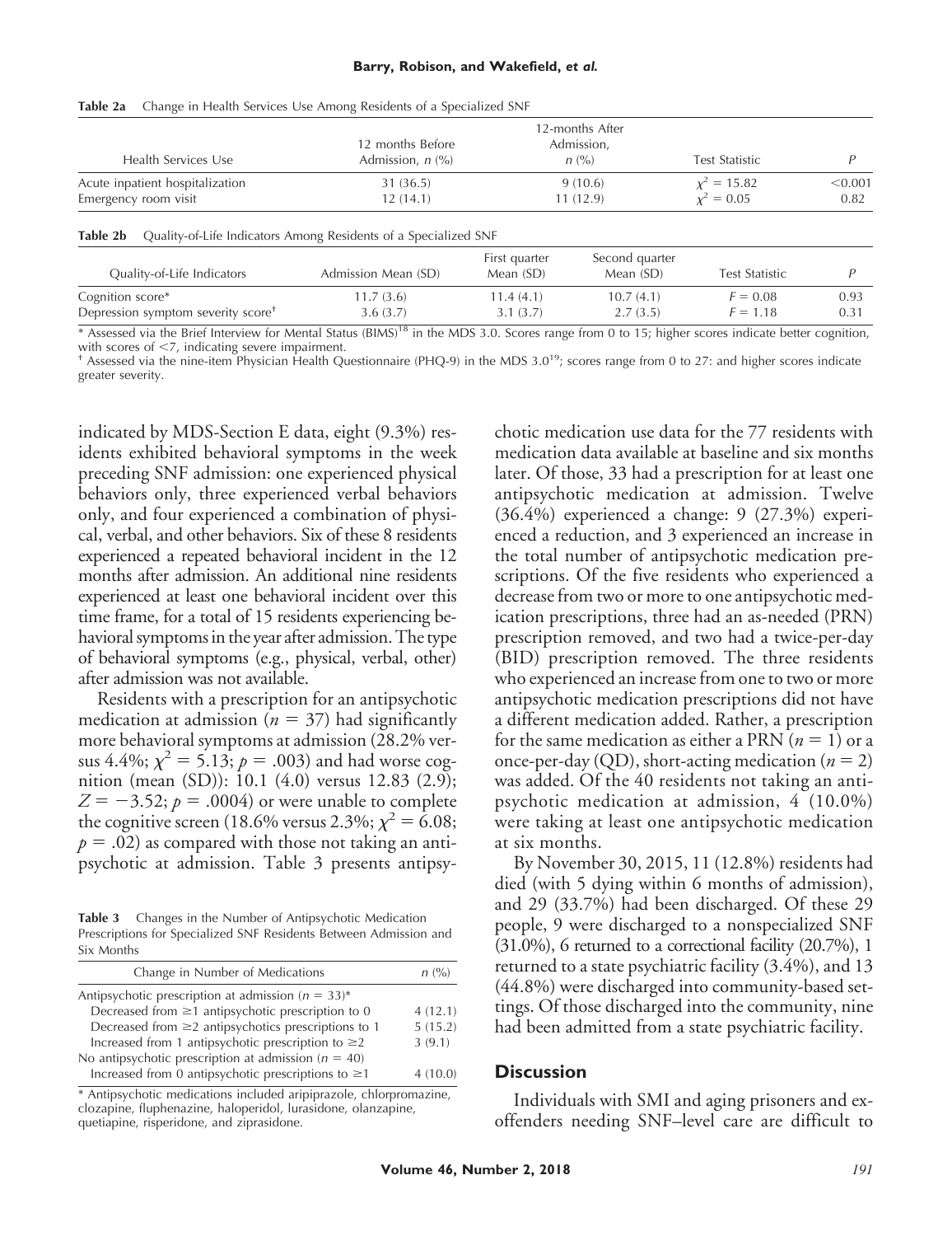**Table 2a** Change in Health Services Use Among Residents of a Specialized SNF

| Health Services Use | 12 months Before Admission, n (%) | 12-months After Admission, n (%) | Test Statistic | P |
|---|---|---|---|---|
| Acute inpatient hospitalization | 31 (36.5) | 9 (10.6) | $\chi^2 = 15.82$ | <0.001 |
| Emergency room visit | 12 (14.1) | 11 (12.9) | $\chi^2 = 0.05$ | 0.82 |

**Table 2b** Quality-of-Life Indicators Among Residents of a Specialized SNF

| Quality-of-Life Indicators | Admission Mean (SD) | First quarter Mean (SD) | Second quarter Mean (SD) | Test Statistic | P |
|---|---|---|---|---|---|
| Cognition score* | 11.7 (3.6) | 11.4 (4.1) | 10.7 (4.1) | $F = 0.08$ | 0.93 |
| Depression symptom severity score† | 3.6 (3.7) | 3.1 (3.7) | 2.7 (3.5) | $F = 1.18$ | 0.31 |

* Assessed via the Brief Interview for Mental Status (BIMS)[18] in the MDS 3.0. Scores range from 0 to 15; higher scores indicate better cognition, with scores of <7, indicating severe impairment.

† Assessed via the nine-item Physician Health Questionnaire (PHQ-9) in the MDS 3.0[19]; scores range from 0 to 27: and higher scores indicate greater severity.

indicated by MDS-Section E data, eight (9.3%) residents exhibited behavioral symptoms in the week preceding SNF admission: one experienced physical behaviors only, three experienced verbal behaviors only, and four experienced a combination of physical, verbal, and other behaviors. Six of these 8 residents experienced a repeated behavioral incident in the 12 months after admission. An additional nine residents experienced at least one behavioral incident over this time frame, for a total of 15 residents experiencing behavioral symptoms in the year after admission. The type of behavioral symptoms (e.g., physical, verbal, other) after admission was not available.

Residents with a prescription for an antipsychotic medication at admission ($n = 37$) had significantly more behavioral symptoms at admission (28.2% versus 4.4%; $\chi^2 = 5.13$; $p = .003$) and had worse cognition (mean (SD)): 10.1 (4.0) versus 12.83 (2.9); $Z = -3.52$; $p = .0004$) or were unable to complete the cognitive screen (18.6% versus 2.3%; $\chi^2 = 6.08$; $p = .02$) as compared with those not taking an antipsychotic at admission. Table 3 presents antipsychotic medication use data for the 77 residents with medication data available at baseline and six months later. Of those, 33 had a prescription for at least one antipsychotic medication at admission. Twelve (36.4%) experienced a change: 9 (27.3%) experienced a reduction, and 3 experienced an increase in the total number of antipsychotic medication prescriptions. Of the five residents who experienced a decrease from two or more to one antipsychotic medication prescriptions, three had an as-needed (PRN) prescription removed, and two had a twice-per-day (BID) prescription removed. The three residents who experienced an increase from one to two or more antipsychotic medication prescriptions did not have a different medication added. Rather, a prescription for the same medication as either a PRN ($n = 1$) or a once-per-day (QD), short-acting medication ($n = 2$) was added. Of the 40 residents not taking an antipsychotic medication at admission, 4 (10.0%) were taking at least one antipsychotic medication at six months.

**Table 3** Changes in the Number of Antipsychotic Medication Prescriptions for Specialized SNF Residents Between Admission and Six Months

| Change in Number of Medications | n (%) |
|---|---|
| Antipsychotic prescription at admission ($n = 33$)* | |
| Decreased from ≥1 antipsychotic prescription to 0 | 4 (12.1) |
| Decreased from ≥2 antipsychotics prescriptions to 1 | 5 (15.2) |
| Increased from 1 antipsychotic prescription to ≥2 | 3 (9.1) |
| No antipsychotic prescription at admission ($n = 40$) | |
| Increased from 0 antipsychotic prescriptions to ≥1 | 4 (10.0) |

* Antipsychotic medications included aripiprazole, chlorpromazine, clozapine, fluphenazine, haloperidol, lurasidone, olanzapine, quetiapine, risperidone, and ziprasidone.

By November 30, 2015, 11 (12.8%) residents had died (with 5 dying within 6 months of admission), and 29 (33.7%) had been discharged. Of these 29 people, 9 were discharged to a nonspecialized SNF (31.0%), 6 returned to a correctional facility (20.7%), 1 returned to a state psychiatric facility (3.4%), and 13 (44.8%) were discharged into community-based settings. Of those discharged into the community, nine had been admitted from a state psychiatric facility.

## Discussion

Individuals with SMI and aging prisoners and ex-offenders needing SNF–level care are difficult to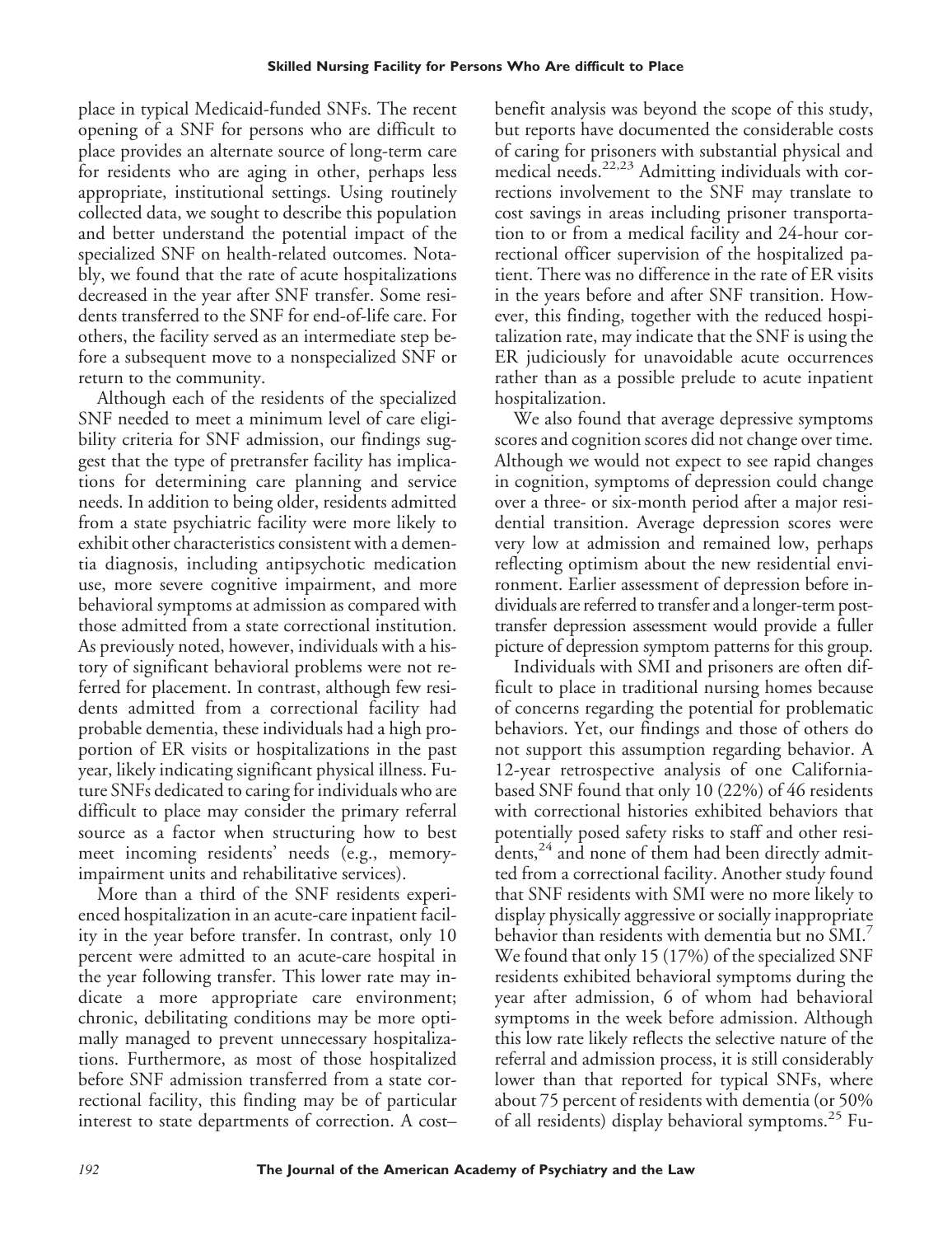place in typical Medicaid-funded SNFs. The recent opening of a SNF for persons who are difficult to place provides an alternate source of long-term care for residents who are aging in other, perhaps less appropriate, institutional settings. Using routinely collected data, we sought to describe this population and better understand the potential impact of the specialized SNF on health-related outcomes. Notably, we found that the rate of acute hospitalizations decreased in the year after SNF transfer. Some residents transferred to the SNF for end-of-life care. For others, the facility served as an intermediate step before a subsequent move to a nonspecialized SNF or return to the community.

Although each of the residents of the specialized SNF needed to meet a minimum level of care eligibility criteria for SNF admission, our findings suggest that the type of pretransfer facility has implications for determining care planning and service needs. In addition to being older, residents admitted from a state psychiatric facility were more likely to exhibit other characteristics consistent with a dementia diagnosis, including antipsychotic medication use, more severe cognitive impairment, and more behavioral symptoms at admission as compared with those admitted from a state correctional institution. As previously noted, however, individuals with a history of significant behavioral problems were not referred for placement. In contrast, although few residents admitted from a correctional facility had probable dementia, these individuals had a high proportion of ER visits or hospitalizations in the past year, likely indicating significant physical illness. Future SNFs dedicated to caring for individuals who are difficult to place may consider the primary referral source as a factor when structuring how to best meet incoming residents' needs (e.g., memory-impairment units and rehabilitative services).

More than a third of the SNF residents experienced hospitalization in an acute-care inpatient facility in the year before transfer. In contrast, only 10 percent were admitted to an acute-care hospital in the year following transfer. This lower rate may indicate a more appropriate care environment; chronic, debilitating conditions may be more optimally managed to prevent unnecessary hospitalizations. Furthermore, as most of those hospitalized before SNF admission transferred from a state correctional facility, this finding may be of particular interest to state departments of correction. A cost–benefit analysis was beyond the scope of this study, but reports have documented the considerable costs of caring for prisoners with substantial physical and medical needs.[22,23] Admitting individuals with corrections involvement to the SNF may translate to cost savings in areas including prisoner transportation to or from a medical facility and 24-hour correctional officer supervision of the hospitalized patient. There was no difference in the rate of ER visits in the years before and after SNF transition. However, this finding, together with the reduced hospitalization rate, may indicate that the SNF is using the ER judiciously for unavoidable acute occurrences rather than as a possible prelude to acute inpatient hospitalization.

We also found that average depressive symptoms scores and cognition scores did not change over time. Although we would not expect to see rapid changes in cognition, symptoms of depression could change over a three- or six-month period after a major residential transition. Average depression scores were very low at admission and remained low, perhaps reflecting optimism about the new residential environment. Earlier assessment of depression before individuals are referred to transfer and a longer-term posttransfer depression assessment would provide a fuller picture of depression symptom patterns for this group.

Individuals with SMI and prisoners are often difficult to place in traditional nursing homes because of concerns regarding the potential for problematic behaviors. Yet, our findings and those of others do not support this assumption regarding behavior. A 12-year retrospective analysis of one California-based SNF found that only 10 (22%) of 46 residents with correctional histories exhibited behaviors that potentially posed safety risks to staff and other residents,[24] and none of them had been directly admitted from a correctional facility. Another study found that SNF residents with SMI were no more likely to display physically aggressive or socially inappropriate behavior than residents with dementia but no SMI.[7] We found that only 15 (17%) of the specialized SNF residents exhibited behavioral symptoms during the year after admission, 6 of whom had behavioral symptoms in the week before admission. Although this low rate likely reflects the selective nature of the referral and admission process, it is still considerably lower than that reported for typical SNFs, where about 75 percent of residents with dementia (or 50% of all residents) display behavioral symptoms.[25] Fu-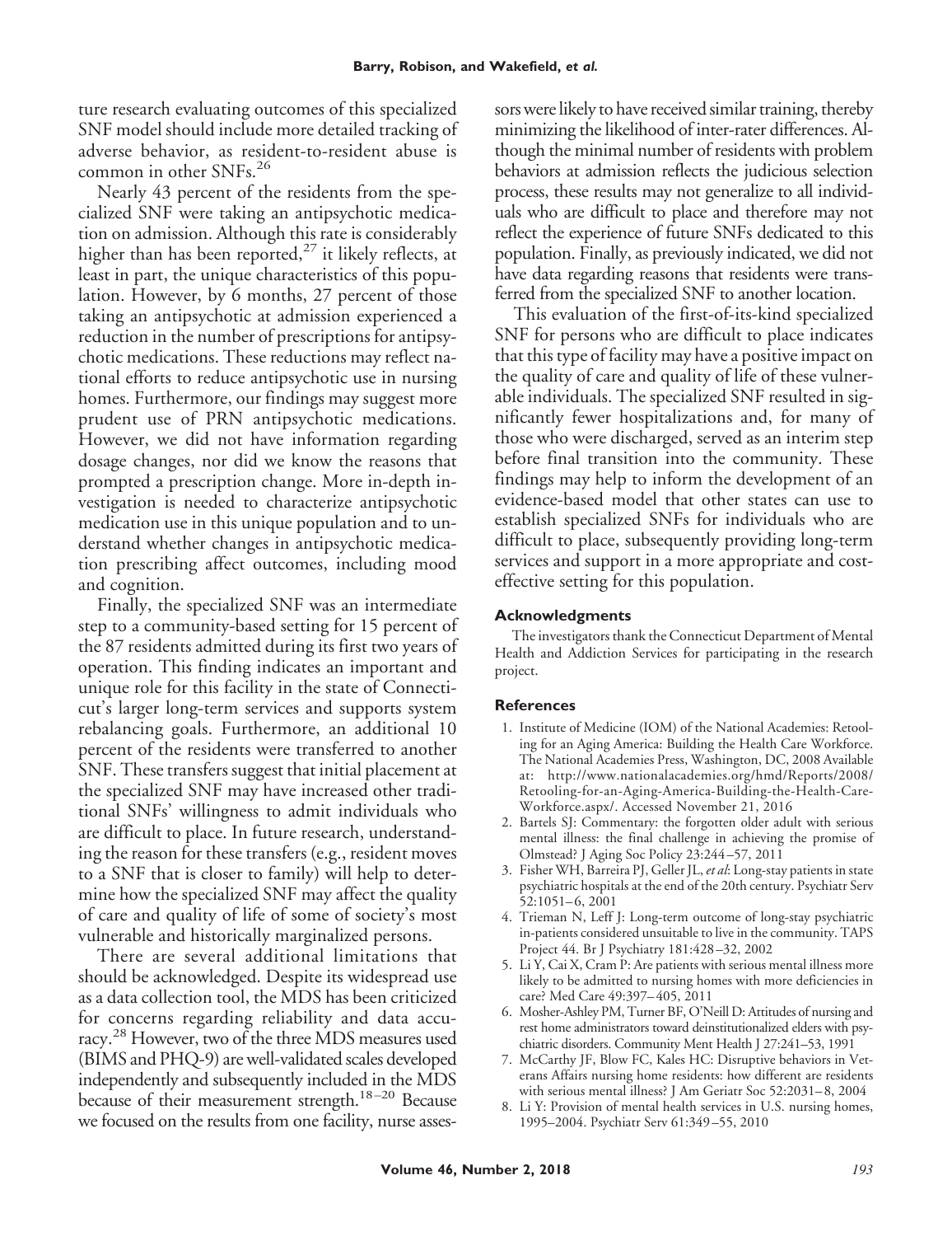ture research evaluating outcomes of this specialized SNF model should include more detailed tracking of adverse behavior, as resident-to-resident abuse is common in other SNFs.[26]

Nearly 43 percent of the residents from the specialized SNF were taking an antipsychotic medication on admission. Although this rate is considerably higher than has been reported,[27] it likely reflects, at least in part, the unique characteristics of this population. However, by 6 months, 27 percent of those taking an antipsychotic at admission experienced a reduction in the number of prescriptions for antipsychotic medications. These reductions may reflect national efforts to reduce antipsychotic use in nursing homes. Furthermore, our findings may suggest more prudent use of PRN antipsychotic medications. However, we did not have information regarding dosage changes, nor did we know the reasons that prompted a prescription change. More in-depth investigation is needed to characterize antipsychotic medication use in this unique population and to understand whether changes in antipsychotic medication prescribing affect outcomes, including mood and cognition.

Finally, the specialized SNF was an intermediate step to a community-based setting for 15 percent of the 87 residents admitted during its first two years of operation. This finding indicates an important and unique role for this facility in the state of Connecticut's larger long-term services and supports system rebalancing goals. Furthermore, an additional 10 percent of the residents were transferred to another SNF. These transfers suggest that initial placement at the specialized SNF may have increased other traditional SNFs' willingness to admit individuals who are difficult to place. In future research, understanding the reason for these transfers (e.g., resident moves to a SNF that is closer to family) will help to determine how the specialized SNF may affect the quality of care and quality of life of some of society's most vulnerable and historically marginalized persons.

There are several additional limitations that should be acknowledged. Despite its widespread use as a data collection tool, the MDS has been criticized for concerns regarding reliability and data accuracy.[28] However, two of the three MDS measures used (BIMS and PHQ-9) are well-validated scales developed independently and subsequently included in the MDS because of their measurement strength.[18–20] Because we focused on the results from one facility, nurse assessors were likely to have received similar training, thereby minimizing the likelihood of inter-rater differences. Although the minimal number of residents with problem behaviors at admission reflects the judicious selection process, these results may not generalize to all individuals who are difficult to place and therefore may not reflect the experience of future SNFs dedicated to this population. Finally, as previously indicated, we did not have data regarding reasons that residents were transferred from the specialized SNF to another location.

This evaluation of the first-of-its-kind specialized SNF for persons who are difficult to place indicates that this type of facility may have a positive impact on the quality of care and quality of life of these vulnerable individuals. The specialized SNF resulted in significantly fewer hospitalizations and, for many of those who were discharged, served as an interim step before final transition into the community. These findings may help to inform the development of an evidence-based model that other states can use to establish specialized SNFs for individuals who are difficult to place, subsequently providing long-term services and support in a more appropriate and cost-effective setting for this population.

### Acknowledgments

The investigators thank the Connecticut Department of Mental Health and Addiction Services for participating in the research project.

### References

1. Institute of Medicine (IOM) of the National Academies: Retooling for an Aging America: Building the Health Care Workforce. The National Academies Press, Washington, DC, 2008 Available at: http://www.nationalacademies.org/hmd/Reports/2008/Retooling-for-an-Aging-America-Building-the-Health-Care-Workforce.aspx/. Accessed November 21, 2016
2. Bartels SJ: Commentary: the forgotten older adult with serious mental illness: the final challenge in achieving the promise of Olmstead? J Aging Soc Policy 23:244–57, 2011
3. Fisher WH, Barreira PJ, Geller JL, *et al*: Long-stay patients in state psychiatric hospitals at the end of the 20th century. Psychiatr Serv 52:1051–6, 2001
4. Trieman N, Leff J: Long-term outcome of long-stay psychiatric in-patients considered unsuitable to live in the community. TAPS Project 44. Br J Psychiatry 181:428–32, 2002
5. Li Y, Cai X, Cram P: Are patients with serious mental illness more likely to be admitted to nursing homes with more deficiencies in care? Med Care 49:397–405, 2011
6. Mosher-Ashley PM, Turner BF, O'Neill D: Attitudes of nursing and rest home administrators toward deinstitutionalized elders with psychiatric disorders. Community Ment Health J 27:241–53, 1991
7. McCarthy JF, Blow FC, Kales HC: Disruptive behaviors in Veterans Affairs nursing home residents: how different are residents with serious mental illness? J Am Geriatr Soc 52:2031–8, 2004
8. Li Y: Provision of mental health services in U.S. nursing homes, 1995–2004. Psychiatr Serv 61:349–55, 2010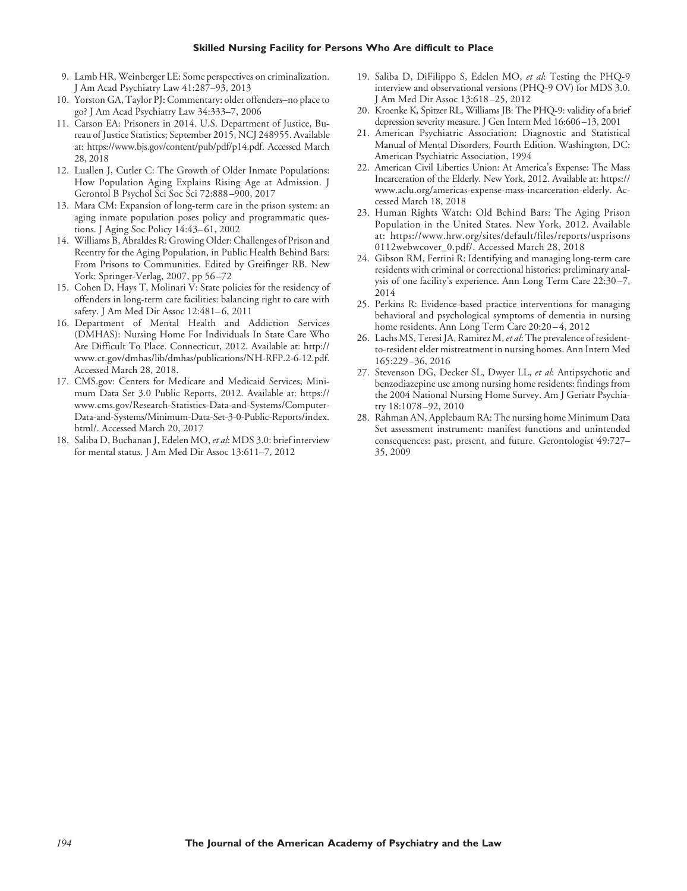9. Lamb HR, Weinberger LE: Some perspectives on criminalization. J Am Acad Psychiatry Law 41:287–93, 2013
10. Yorston GA, Taylor PJ: Commentary: older offenders–no place to go? J Am Acad Psychiatry Law 34:333–7, 2006
11. Carson EA: Prisoners in 2014. U.S. Department of Justice, Bureau of Justice Statistics; September 2015, NCJ 248955. Available at: https://www.bjs.gov/content/pub/pdf/p14.pdf. Accessed March 28, 2018
12. Luallen J, Cutler C: The Growth of Older Inmate Populations: How Population Aging Explains Rising Age at Admission. J Gerontol B Psychol Sci Soc Sci 72:888–900, 2017
13. Mara CM: Expansion of long-term care in the prison system: an aging inmate population poses policy and programmatic questions. J Aging Soc Policy 14:43–61, 2002
14. Williams B, Abraldes R: Growing Older: Challenges of Prison and Reentry for the Aging Population, in Public Health Behind Bars: From Prisons to Communities. Edited by Greifinger RB. New York: Springer-Verlag, 2007, pp 56–72
15. Cohen D, Hays T, Molinari V: State policies for the residency of offenders in long-term care facilities: balancing right to care with safety. J Am Med Dir Assoc 12:481–6, 2011
16. Department of Mental Health and Addiction Services (DMHAS): Nursing Home For Individuals In State Care Who Are Difficult To Place. Connecticut, 2012. Available at: http://www.ct.gov/dmhas/lib/dmhas/publications/NH-RFP.2-6-12.pdf. Accessed March 28, 2018.
17. CMS.gov: Centers for Medicare and Medicaid Services; Minimum Data Set 3.0 Public Reports, 2012. Available at: https://www.cms.gov/Research-Statistics-Data-and-Systems/Computer-Data-and-Systems/Minimum-Data-Set-3-0-Public-Reports/index.html/. Accessed March 20, 2017
18. Saliba D, Buchanan J, Edelen MO, *et al*: MDS 3.0: brief interview for mental status. J Am Med Dir Assoc 13:611–7, 2012
19. Saliba D, DiFilippo S, Edelen MO, *et al*: Testing the PHQ-9 interview and observational versions (PHQ-9 OV) for MDS 3.0. J Am Med Dir Assoc 13:618–25, 2012
20. Kroenke K, Spitzer RL, Williams JB: The PHQ-9: validity of a brief depression severity measure. J Gen Intern Med 16:606–13, 2001
21. American Psychiatric Association: Diagnostic and Statistical Manual of Mental Disorders, Fourth Edition. Washington, DC: American Psychiatric Association, 1994
22. American Civil Liberties Union: At America's Expense: The Mass Incarceration of the Elderly. New York, 2012. Available at: https://www.aclu.org/americas-expense-mass-incarceration-elderly. Accessed March 18, 2018
23. Human Rights Watch: Old Behind Bars: The Aging Prison Population in the United States. New York, 2012. Available at: https://www.hrw.org/sites/default/files/reports/usprisons0112webwcover_0.pdf/. Accessed March 28, 2018
24. Gibson RM, Ferrini R: Identifying and managing long-term care residents with criminal or correctional histories: preliminary analysis of one facility's experience. Ann Long Term Care 22:30–7, 2014
25. Perkins R: Evidence-based practice interventions for managing behavioral and psychological symptoms of dementia in nursing home residents. Ann Long Term Care 20:20–4, 2012
26. Lachs MS, Teresi JA, Ramirez M, *et al*: The prevalence of resident-to-resident elder mistreatment in nursing homes. Ann Intern Med 165:229–36, 2016
27. Stevenson DG, Decker SL, Dwyer LL, *et al*: Antipsychotic and benzodiazepine use among nursing home residents: findings from the 2004 National Nursing Home Survey. Am J Geriatr Psychiatry 18:1078–92, 2010
28. Rahman AN, Applebaum RA: The nursing home Minimum Data Set assessment instrument: manifest functions and unintended consequences: past, present, and future. Gerontologist 49:727–35, 2009